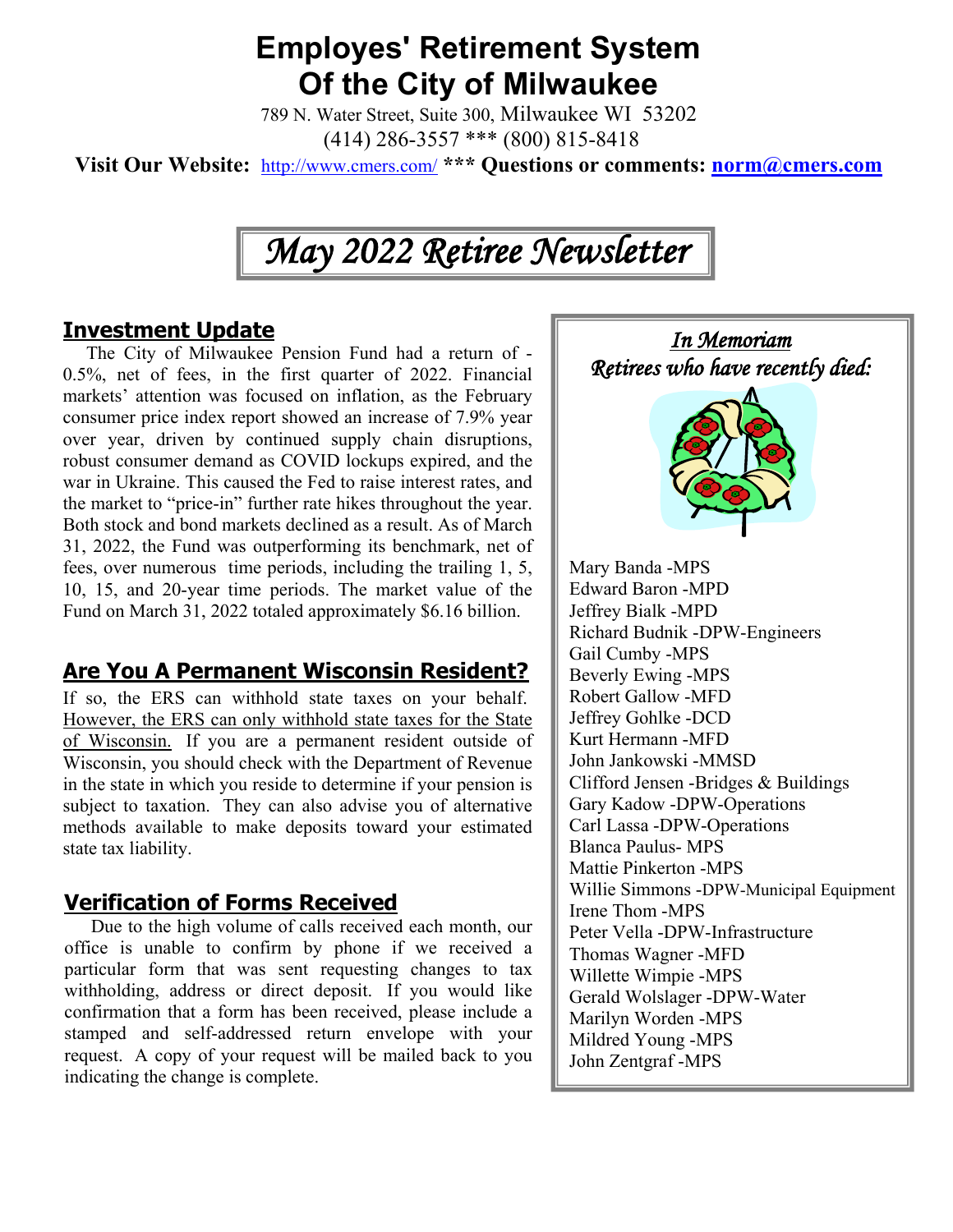# Employes' Retirement System Of the City of Milwaukee

789 N. Water Street, Suite 300, Milwaukee WI 53202

(414) 286-3557 *** (800) 815-8418

**Visit Our Website:** http://www.cmers.com/ *** **Questions or comments:** **norm@cmers.com**

## *May 2022 Retiree Newsletter*

### Investment Update

The City of Milwaukee Pension Fund had a return of -0.5%, net of fees, in the first quarter of 2022. Financial markets' attention was focused on inflation, as the February consumer price index report showed an increase of 7.9% year over year, driven by continued supply chain disruptions, robust consumer demand as COVID lockups expired, and the war in Ukraine. This caused the Fed to raise interest rates, and the market to "price-in" further rate hikes throughout the year. Both stock and bond markets declined as a result. As of March 31, 2022, the Fund was outperforming its benchmark, net of fees, over numerous time periods, including the trailing 1, 5, 10, 15, and 20-year time periods. The market value of the Fund on March 31, 2022 totaled approximately $6.16 billion.

### Are You A Permanent Wisconsin Resident?

If so, the ERS can withhold state taxes on your behalf. However, the ERS can only withhold state taxes for the State of Wisconsin. If you are a permanent resident outside of Wisconsin, you should check with the Department of Revenue in the state in which you reside to determine if your pension is subject to taxation. They can also advise you of alternative methods available to make deposits toward your estimated state tax liability.

### Verification of Forms Received

Due to the high volume of calls received each month, our office is unable to confirm by phone if we received a particular form that was sent requesting changes to tax withholding, address or direct deposit. If you would like confirmation that a form has been received, please include a stamped and self-addressed return envelope with your request. A copy of your request will be mailed back to you indicating the change is complete.

### *In Memoriam*
### *Retirees who have recently died:*

Mary Banda -MPS
Edward Baron -MPD
Jeffrey Bialk -MPD
Richard Budnik -DPW-Engineers
Gail Cumby -MPS
Beverly Ewing -MPS
Robert Gallow -MFD
Jeffrey Gohlke -DCD
Kurt Hermann -MFD
John Jankowski -MMSD
Clifford Jensen -Bridges & Buildings
Gary Kadow -DPW-Operations
Carl Lassa -DPW-Operations
Blanca Paulus- MPS
Mattie Pinkerton -MPS
Willie Simmons -DPW-Municipal Equipment
Irene Thom -MPS
Peter Vella -DPW-Infrastructure
Thomas Wagner -MFD
Willette Wimpie -MPS
Gerald Wolslager -DPW-Water
Marilyn Worden -MPS
Mildred Young -MPS
John Zentgraf -MPS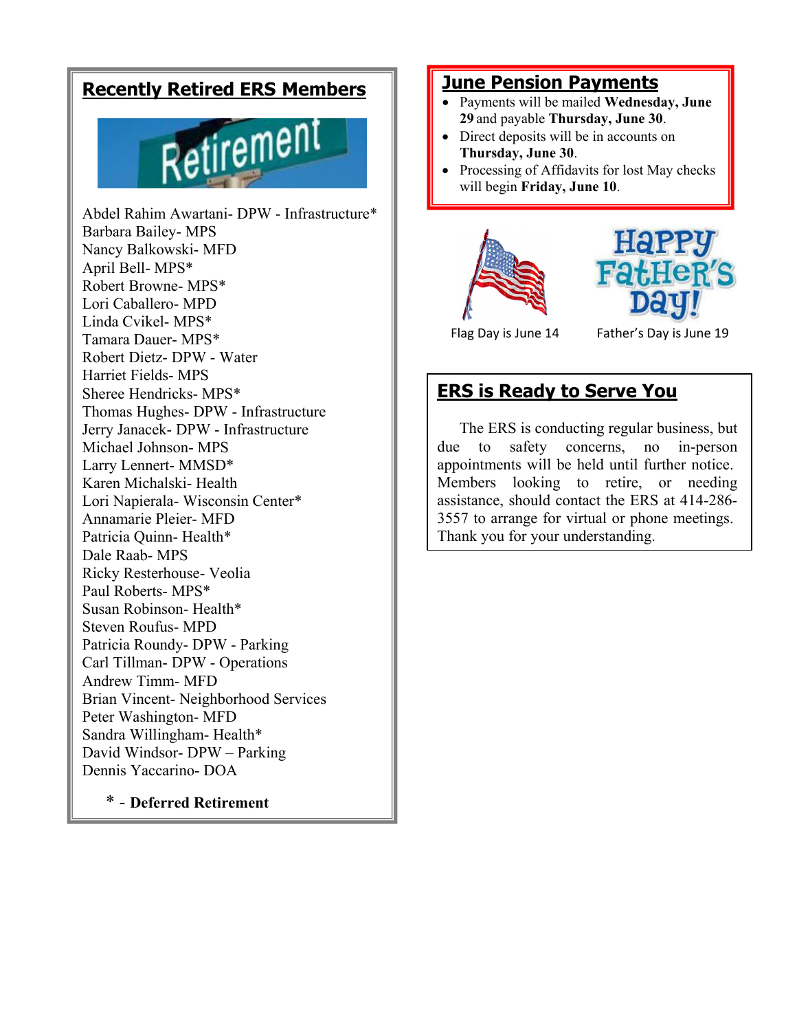## Recently Retired ERS Members

Abdel Rahim Awartani- DPW - Infrastructure*
Barbara Bailey- MPS
Nancy Balkowski- MFD
April Bell- MPS*
Robert Browne- MPS*
Lori Caballero- MPD
Linda Cvikel- MPS*
Tamara Dauer- MPS*
Robert Dietz- DPW - Water
Harriet Fields- MPS
Sheree Hendricks- MPS*
Thomas Hughes- DPW - Infrastructure
Jerry Janacek- DPW - Infrastructure
Michael Johnson- MPS
Larry Lennert- MMSD*
Karen Michalski- Health
Lori Napierala- Wisconsin Center*
Annamarie Pleier- MFD
Patricia Quinn- Health*
Dale Raab- MPS
Ricky Resterhouse- Veolia
Paul Roberts- MPS*
Susan Robinson- Health*
Steven Roufus- MPD
Patricia Roundy- DPW - Parking
Carl Tillman- DPW - Operations
Andrew Timm- MFD
Brian Vincent- Neighborhood Services
Peter Washington- MFD
Sandra Willingham- Health*
David Windsor- DPW – Parking
Dennis Yaccarino- DOA

**\* - Deferred Retirement**

## June Pension Payments

- Payments will be mailed **Wednesday, June 29** and payable **Thursday, June 30**.
- Direct deposits will be in accounts on **Thursday, June 30**.
- Processing of Affidavits for lost May checks will begin **Friday, June 10**.

Flag Day is June 14

Father's Day is June 19

## ERS is Ready to Serve You

The ERS is conducting regular business, but due to safety concerns, no in-person appointments will be held until further notice. Members looking to retire, or needing assistance, should contact the ERS at 414-286-3557 to arrange for virtual or phone meetings. Thank you for your understanding.